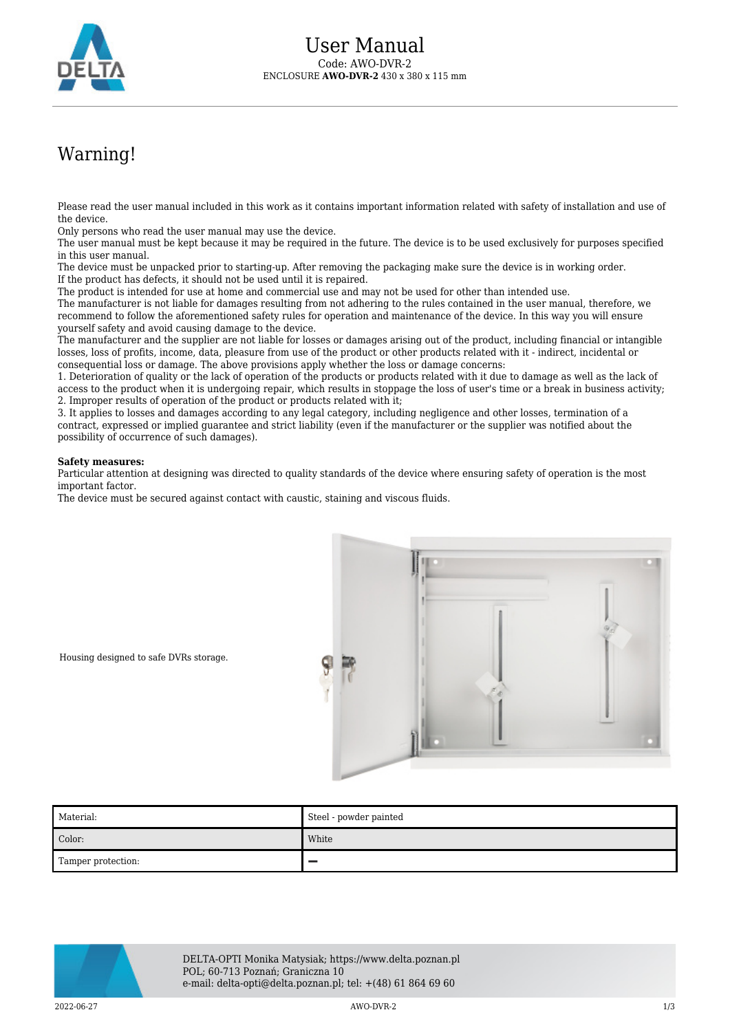# User Manual

Code: AWO-DVR-2

ENCLOSURE **AWO-DVR-2** 430 x 380 x 115 mm

## Warning!

Please read the user manual included in this work as it contains important information related with safety of installation and use of the device.
Only persons who read the user manual may use the device.
The user manual must be kept because it may be required in the future. The device is to be used exclusively for purposes specified in this user manual.
The device must be unpacked prior to starting-up. After removing the packaging make sure the device is in working order.
If the product has defects, it should not be used until it is repaired.
The product is intended for use at home and commercial use and may not be used for other than intended use.
The manufacturer is not liable for damages resulting from not adhering to the rules contained in the user manual, therefore, we recommend to follow the aforementioned safety rules for operation and maintenance of the device. In this way you will ensure yourself safety and avoid causing damage to the device.
The manufacturer and the supplier are not liable for losses or damages arising out of the product, including financial or intangible losses, loss of profits, income, data, pleasure from use of the product or other products related with it - indirect, incidental or consequential loss or damage. The above provisions apply whether the loss or damage concerns:
1. Deterioration of quality or the lack of operation of the products or products related with it due to damage as well as the lack of access to the product when it is undergoing repair, which results in stoppage the loss of user's time or a break in business activity;
2. Improper results of operation of the product or products related with it;
3. It applies to losses and damages according to any legal category, including negligence and other losses, termination of a contract, expressed or implied guarantee and strict liability (even if the manufacturer or the supplier was notified about the possibility of occurrence of such damages).

**Safety measures:**
Particular attention at designing was directed to quality standards of the device where ensuring safety of operation is the most important factor.
The device must be secured against contact with caustic, staining and viscous fluids.

Housing designed to safe DVRs storage.

| Material: | Steel - powder painted |
|---|---|
| Color: | White |
| Tamper protection: | – |

DELTA-OPTI Monika Matysiak; https://www.delta.poznan.pl
POL; 60-713 Poznań; Graniczna 10
e-mail: delta-opti@delta.poznan.pl; tel: +(48) 61 864 69 60

2022-06-27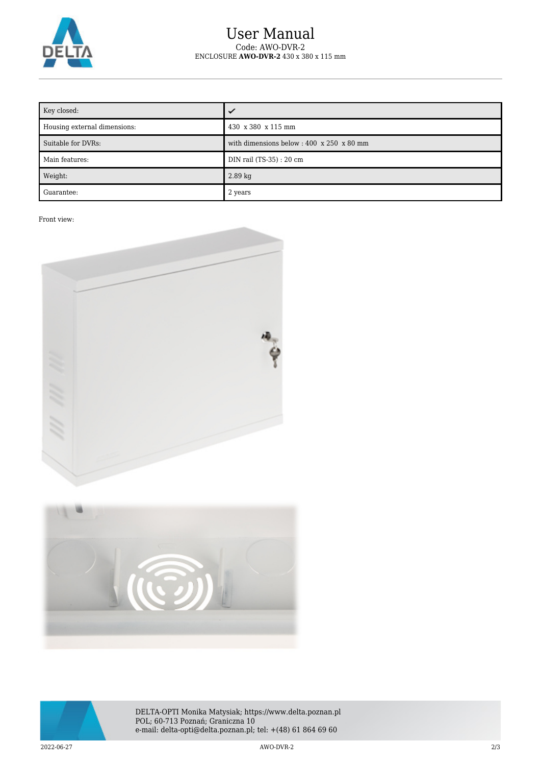| Key closed: | ✓ |
| --- | --- |
| Housing external dimensions: | 430 x 380 x 115 mm |
| Suitable for DVRs: | with dimensions below : 400 x 250 x 80 mm |
| Main features: | DIN rail (TS-35) : 20 cm |
| Weight: | 2.89 kg |
| Guarantee: | 2 years |

Front view:

DELTA-OPTI Monika Matysiak; https://www.delta.poznan.pl
POL; 60-713 Poznań; Graniczna 10
e-mail: delta-opti@delta.poznan.pl; tel: +(48) 61 864 69 60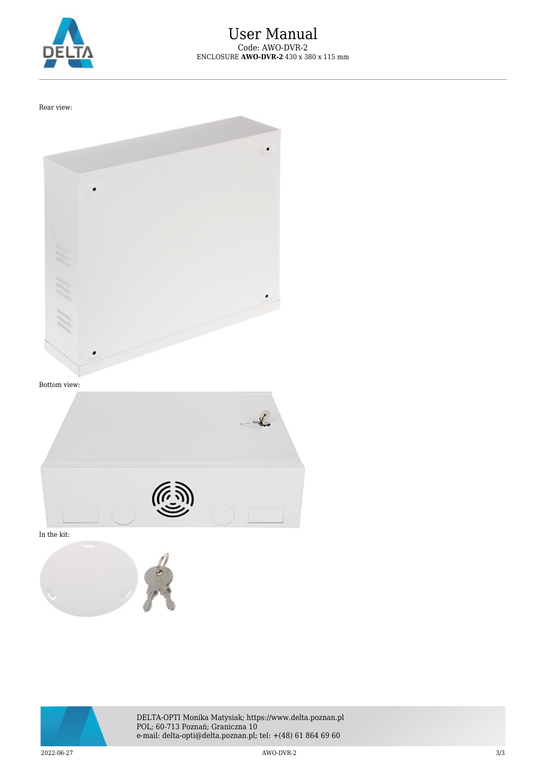Rear view:

Bottom view:

In the kit: